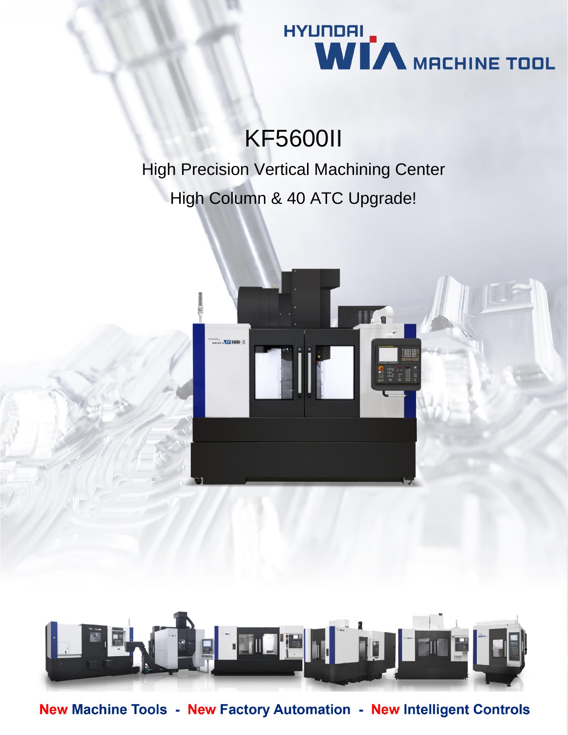HYUNDAI WIA MACHINE TOOL

# KF5600II

## High Precision Vertical Machining Center

## High Column & 40 ATC Upgrade!

**New Machine Tools - New Factory Automation - New Intelligent Controls**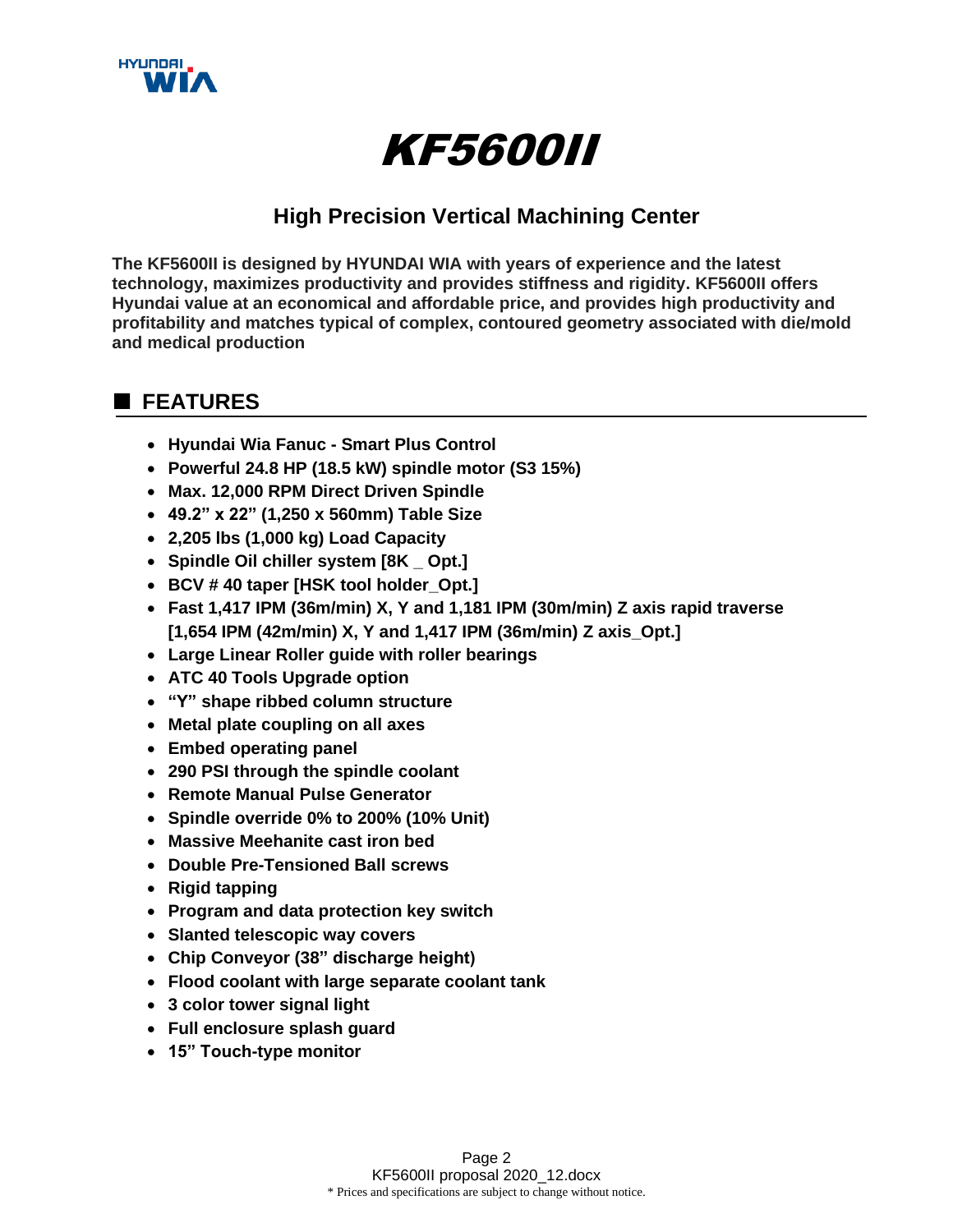# KF5600II

## High Precision Vertical Machining Center

**The KF5600II is designed by HYUNDAI WIA with years of experience and the latest technology, maximizes productivity and provides stiffness and rigidity. KF5600II offers Hyundai value at an economical and affordable price, and provides high productivity and profitability and matches typical of complex, contoured geometry associated with die/mold and medical production**

## ■ FEATURES

- **Hyundai Wia Fanuc - Smart Plus Control**
- **Powerful 24.8 HP (18.5 kW) spindle motor (S3 15%)**
- **Max. 12,000 RPM Direct Driven Spindle**
- **49.2" x 22" (1,250 x 560mm) Table Size**
- **2,205 lbs (1,000 kg) Load Capacity**
- **Spindle Oil chiller system [8K _ Opt.]**
- **BCV # 40 taper [HSK tool holder_Opt.]**
- **Fast 1,417 IPM (36m/min) X, Y and 1,181 IPM (30m/min) Z axis rapid traverse [1,654 IPM (42m/min) X, Y and 1,417 IPM (36m/min) Z axis_Opt.]**
- **Large Linear Roller guide with roller bearings**
- **ATC 40 Tools Upgrade option**
- **"Y" shape ribbed column structure**
- **Metal plate coupling on all axes**
- **Embed operating panel**
- **290 PSI through the spindle coolant**
- **Remote Manual Pulse Generator**
- **Spindle override 0% to 200% (10% Unit)**
- **Massive Meehanite cast iron bed**
- **Double Pre-Tensioned Ball screws**
- **Rigid tapping**
- **Program and data protection key switch**
- **Slanted telescopic way covers**
- **Chip Conveyor (38" discharge height)**
- **Flood coolant with large separate coolant tank**
- **3 color tower signal light**
- **Full enclosure splash guard**
- **15" Touch-type monitor**

KF5600II proposal 2020_12.docx

\* Prices and specifications are subject to change without notice.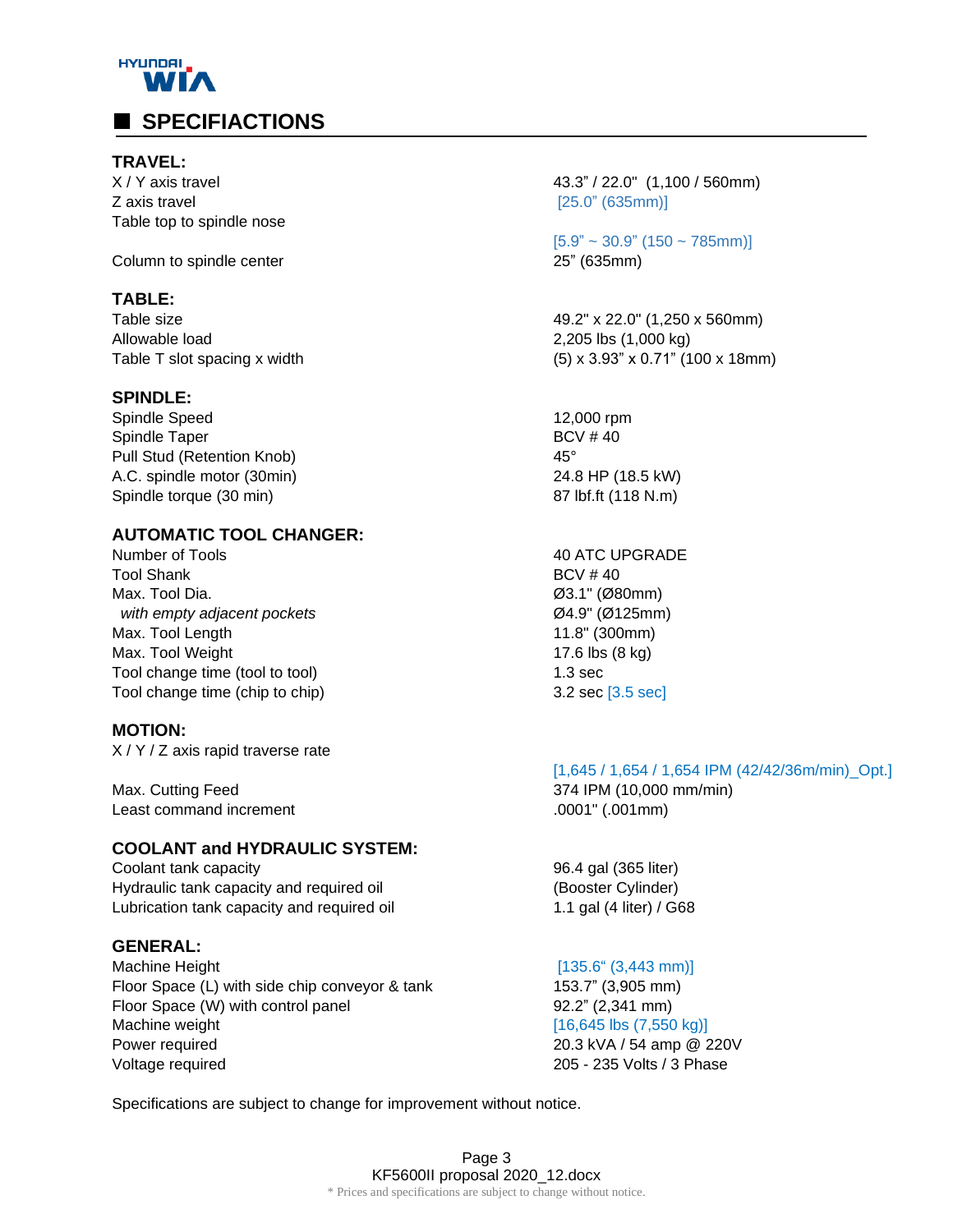HYUNDAI WIA

## SPECIFIACTIONS

### TRAVEL:

| | |
|---|---|
| X / Y axis travel | 43.3" / 22.0" (1,100 / 560mm) |
| Z axis travel | [25.0" (635mm)] |
| Table top to spindle nose | [5.9" ~ 30.9" (150 ~ 785mm)] |
| Column to spindle center | 25" (635mm) |

### TABLE:

| | |
|---|---|
| Table size | 49.2" x 22.0" (1,250 x 560mm) |
| Allowable load | 2,205 lbs (1,000 kg) |
| Table T slot spacing x width | (5) x 3.93" x 0.71" (100 x 18mm) |

### SPINDLE:

| | |
|---|---|
| Spindle Speed | 12,000 rpm |
| Spindle Taper | BCV # 40 |
| Pull Stud (Retention Knob) | 45° |
| A.C. spindle motor (30min) | 24.8 HP (18.5 kW) |
| Spindle torque (30 min) | 87 lbf.ft (118 N.m) |

### AUTOMATIC TOOL CHANGER:

| | |
|---|---|
| Number of Tools | 40 ATC UPGRADE |
| Tool Shank | BCV # 40 |
| Max. Tool Dia. | Ø3.1" (Ø80mm) |
| *with empty adjacent pockets* | Ø4.9" (Ø125mm) |
| Max. Tool Length | 11.8" (300mm) |
| Max. Tool Weight | 17.6 lbs (8 kg) |
| Tool change time (tool to tool) | 1.3 sec |
| Tool change time (chip to chip) | 3.2 sec [3.5 sec] |

### MOTION:

| | |
|---|---|
| X / Y / Z axis rapid traverse rate | [1,645 / 1,654 / 1,654 IPM (42/42/36m/min)_Opt.] |
| Max. Cutting Feed | 374 IPM (10,000 mm/min) |
| Least command increment | .0001" (.001mm) |

### COOLANT and HYDRAULIC SYSTEM:

| | |
|---|---|
| Coolant tank capacity | 96.4 gal (365 liter) |
| Hydraulic tank capacity and required oil | (Booster Cylinder) |
| Lubrication tank capacity and required oil | 1.1 gal (4 liter) / G68 |

### GENERAL:

| | |
|---|---|
| Machine Height | [135.6" (3,443 mm)] |
| Floor Space (L) with side chip conveyor & tank | 153.7" (3,905 mm) |
| Floor Space (W) with control panel | 92.2" (2,341 mm) |
| Machine weight | [16,645 lbs (7,550 kg)] |
| Power required | 20.3 kVA / 54 amp @ 220V |
| Voltage required | 205 - 235 Volts / 3 Phase |

Specifications are subject to change for improvement without notice.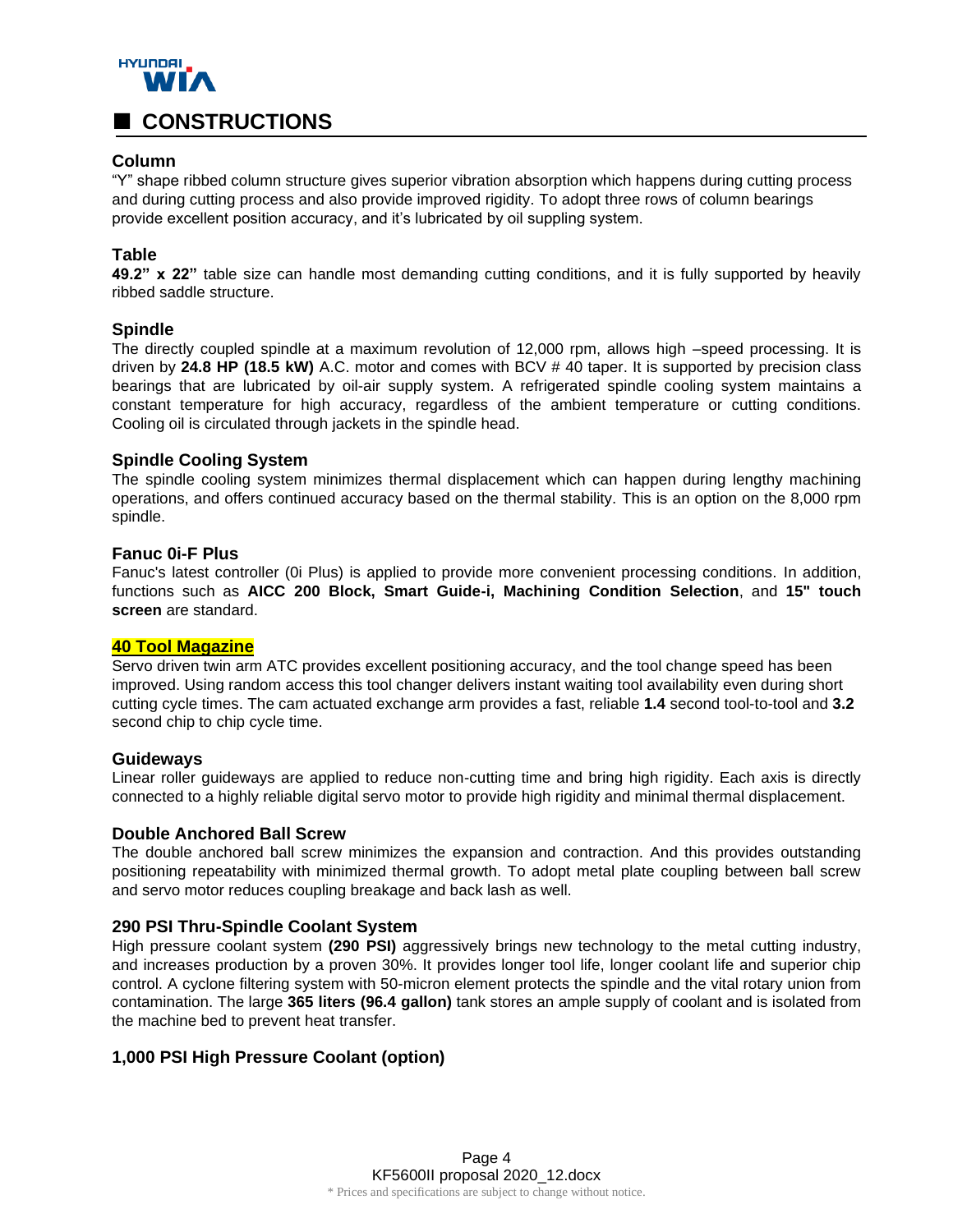## CONSTRUCTIONS

### Column

"Y" shape ribbed column structure gives superior vibration absorption which happens during cutting process and during cutting process and also provide improved rigidity. To adopt three rows of column bearings provide excellent position accuracy, and it's lubricated by oil suppling system.

### Table

**49.2" x 22"** table size can handle most demanding cutting conditions, and it is fully supported by heavily ribbed saddle structure.

### Spindle

The directly coupled spindle at a maximum revolution of 12,000 rpm, allows high –speed processing. It is driven by **24.8 HP (18.5 kW)** A.C. motor and comes with BCV # 40 taper. It is supported by precision class bearings that are lubricated by oil-air supply system. A refrigerated spindle cooling system maintains a constant temperature for high accuracy, regardless of the ambient temperature or cutting conditions. Cooling oil is circulated through jackets in the spindle head.

### Spindle Cooling System

The spindle cooling system minimizes thermal displacement which can happen during lengthy machining operations, and offers continued accuracy based on the thermal stability. This is an option on the 8,000 rpm spindle.

### Fanuc 0i-F Plus

Fanuc's latest controller (0i Plus) is applied to provide more convenient processing conditions. In addition, functions such as **AICC 200 Block, Smart Guide-i, Machining Condition Selection**, and **15" touch screen** are standard.

### 40 Tool Magazine

Servo driven twin arm ATC provides excellent positioning accuracy, and the tool change speed has been improved. Using random access this tool changer delivers instant waiting tool availability even during short cutting cycle times. The cam actuated exchange arm provides a fast, reliable **1.4** second tool-to-tool and **3.2** second chip to chip cycle time.

### Guideways

Linear roller guideways are applied to reduce non-cutting time and bring high rigidity. Each axis is directly connected to a highly reliable digital servo motor to provide high rigidity and minimal thermal displacement.

### Double Anchored Ball Screw

The double anchored ball screw minimizes the expansion and contraction. And this provides outstanding positioning repeatability with minimized thermal growth. To adopt metal plate coupling between ball screw and servo motor reduces coupling breakage and back lash as well.

### 290 PSI Thru-Spindle Coolant System

High pressure coolant system **(290 PSI)** aggressively brings new technology to the metal cutting industry, and increases production by a proven 30%. It provides longer tool life, longer coolant life and superior chip control. A cyclone filtering system with 50-micron element protects the spindle and the vital rotary union from contamination. The large **365 liters (96.4 gallon)** tank stores an ample supply of coolant and is isolated from the machine bed to prevent heat transfer.

### 1,000 PSI High Pressure Coolant (option)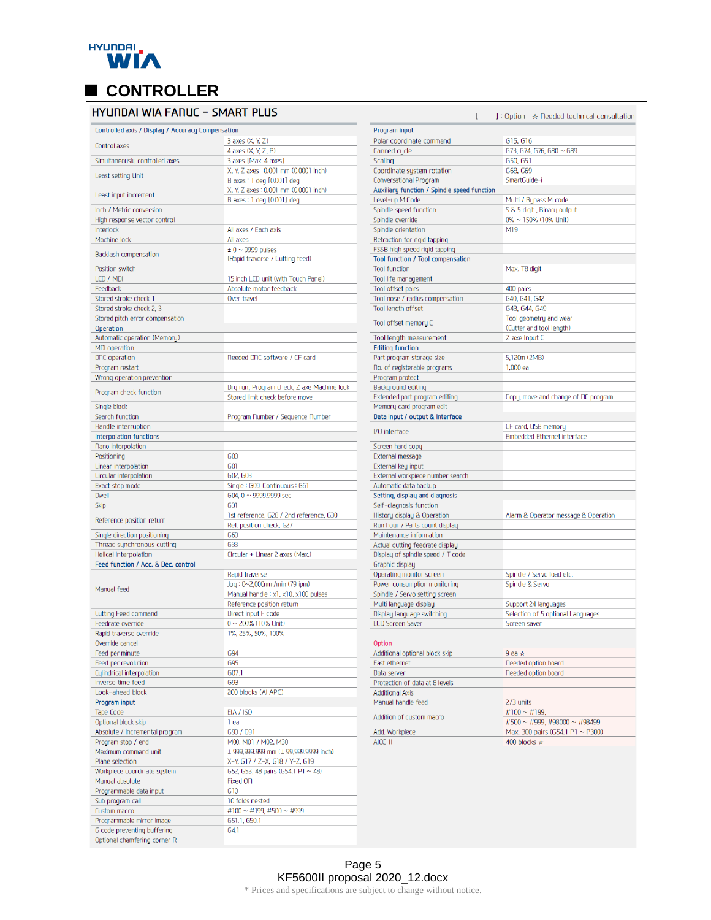# CONTROLLER

## HYUNDAI WIA FANUC – SMART PLUS

[ ] : Option ☆ Needed technical consultation

| Controlled axis / Display / Accuracy Compensation | |
|---|---|
| Control axes | 3 axes (X, Y, Z) |
| | 4 axes (X, Y, Z, B) |
| Simultaneously controlled axes | 3 axes [Max. 4 axes] |
| Least setting Unit | X, Y, Z axes : 0.001 mm (0.0001 inch) |
| | B axes : 1 deg [0.001] deg |
| Least input increment | X, Y, Z axes : 0.001 mm (0.0001 inch) |
| | B axes : 1 deg [0.001] deg |
| Inch / Metric conversion | |
| High response vector control | |
| Interlock | All axes / Each axis |
| Machine lock | All axes |
| Backlash compensation | ± 0 ~ 9999 pulses |
| | (Rapid traverse / Cutting feed) |
| Position switch | |
| LCD / MDI | 15 inch LCD unit (with Touch Panel) |
| Feedback | Absolute motor feedback |
| Stored stroke check 1 | Over travel |
| Stored stroke check 2, 3 | |
| Stored pitch error compensation | |
| **Operation** | |
| Automatic operation (Memory) | |
| MDI operation | |
| DNC operation | Needed DNC software / CF card |
| Program restart | |
| Wrong operation prevention | |
| Program check function | Dry run, Program check, Z axe Machine lock |
| | Stored limit check before move |
| Single block | |
| Search function | Program Number / Sequence Number |
| Handle interruption | |
| **Interpolation functions** | |
| Nano interpolation | |
| Positioning | G00 |
| Linear interpolation | G01 |
| Circular interpolation | G02, G03 |
| Exact stop mode | Single : G09, Continuous : G61 |
| Dwell | G04, 0 ~ 9999.9999 sec |
| Skip | G31 |
| Reference position return | 1st reference, G28 / 2nd reference, G30 |
| | Ref. position check, G27 |
| Single direction positioning | G60 |
| Thread synchronous cutting | G33 |
| Helical interpolation | Circular + Linear 2 axes (Max.) |
| **Feed function / Acc. & Dec. control** | |
| Manual feed | Rapid traverse |
| | Jog : 0~2,000mm/min (79 ipm) |
| | Manual handle : x1, x10, x100 pulses |
| | Reference position return |
| Cutting Feed command | Direct input F code |
| Feedrate override | 0 ~ 200% (10% Unit) |
| Rapid traverse override | 1%, 25%, 50%, 100% |
| Override cancel | |
| Feed per minute | G94 |
| Feed per revolution | G95 |
| Cylindrical interpolation | G07.1 |
| Inverse time feed | G93 |
| Look-ahead block | 200 blocks (AI APC) |
| **Program input** | |
| Tape Code | EIA / ISO |
| Optional block skip | 1 ea |
| Absolute / Incremental program | G90 / G91 |
| Program stop / end | M00, M01 / M02, M30 |
| Maximum command unit | ± 999,999.999 mm (± 99,999.9999 inch) |
| Plane selection | X-Y, G17 / Z-X, G18 / Y-Z, G19 |
| Workpiece coordinate system | G52, G53, 48 pairs (G54.1 P1 ~ 48) |
| Manual absolute | Fixed ON |
| Programmable data input | G10 |
| Sub program call | 10 folds nested |
| Custom macro | #100 ~ #199, #500 ~ #999 |
| Programmable mirror image | G51.1, G50.1 |
| G code preventing buffering | G4.1 |
| Optional chamfering corner R | |

| Program input | |
|---|---|
| Polar coordinate command | G15, G16 |
| Canned cycle | G73, G74, G76, G80 ~ G89 |
| Scaling | G50, G51 |
| Coordinate system rotation | G68, G69 |
| Conversational Program | SmartGuide-i |
| **Auxiliary function / Spindle speed function** | |
| Level-up M Code | Multi / Bypass M code |
| Spindle speed function | S & 5 digit , Binary output |
| Spindle override | 0% ~ 150% (10% Unit) |
| Spindle orientation | M19 |
| Retraction for rigid tapping | |
| FSSB high speed rigid tapping | |
| **Tool function / Tool compensation** | |
| Tool function | Max. T8 digit |
| Tool life management | |
| Tool offset pairs | 400 pairs |
| Tool nose / radius compensation | G40, G41, G42 |
| Tool length offset | G43, G44, G49 |
| Tool offset memory C | Tool geometry and wear |
| | (Cutter and tool length) |
| Tool length measurement | Z axe Input C |
| **Editing function** | |
| Part program storage size | 5,120m (2MB) |
| No. of registerable programs | 1,000 ea |
| Program protect | |
| Background editing | |
| Extended part program editing | Copy, move and change of NC program |
| Memory card program edit | |
| **Data input / output & Interface** | |
| I/O interface | CF card, USB memory |
| | Embedded Ethernet interface |
| Screen hard copy | |
| External message | |
| External key input | |
| External workpiece number search | |
| Automatic data backup | |
| **Setting, display and diagnosis** | |
| Self-diagnosis function | |
| History display & Operation | Alarm & Operator message & Operation |
| Run hour / Parts count display | |
| Maintenance information | |
| Actual cutting feedrate display | |
| Display of spindle speed / T code | |
| Graphic display | |
| Operating monitor screen | Spindle / Servo load etc. |
| Power consumption monitoring | Spindle & Servo |
| Spindle / Servo setting screen | |
| Multi language display | Support 24 languages |
| Display language switching | Selection of 5 optional Languages |
| LCD Screen Saver | Screen saver |

| Option | |
|---|---|
| Additional optional block skip | 9 ea ☆ |
| Fast ethernet | Needed option board |
| Data server | Needed option board |
| Protection of data at 8 levels | |
| Additional Axis | |
| Manual handle feed | 2/3 units |
| Addition of custom macro | #100 ~ #199, |
| | #500 ~ #999, #98000 ~ #98499 |
| Add. Workpiece | Max. 300 pairs (G54.1 P1 ~ P300) |
| AICC II | 400 blocks ☆ |

Page 5
KF5600II proposal 2020_12.docx
* Prices and specifications are subject to change without notice.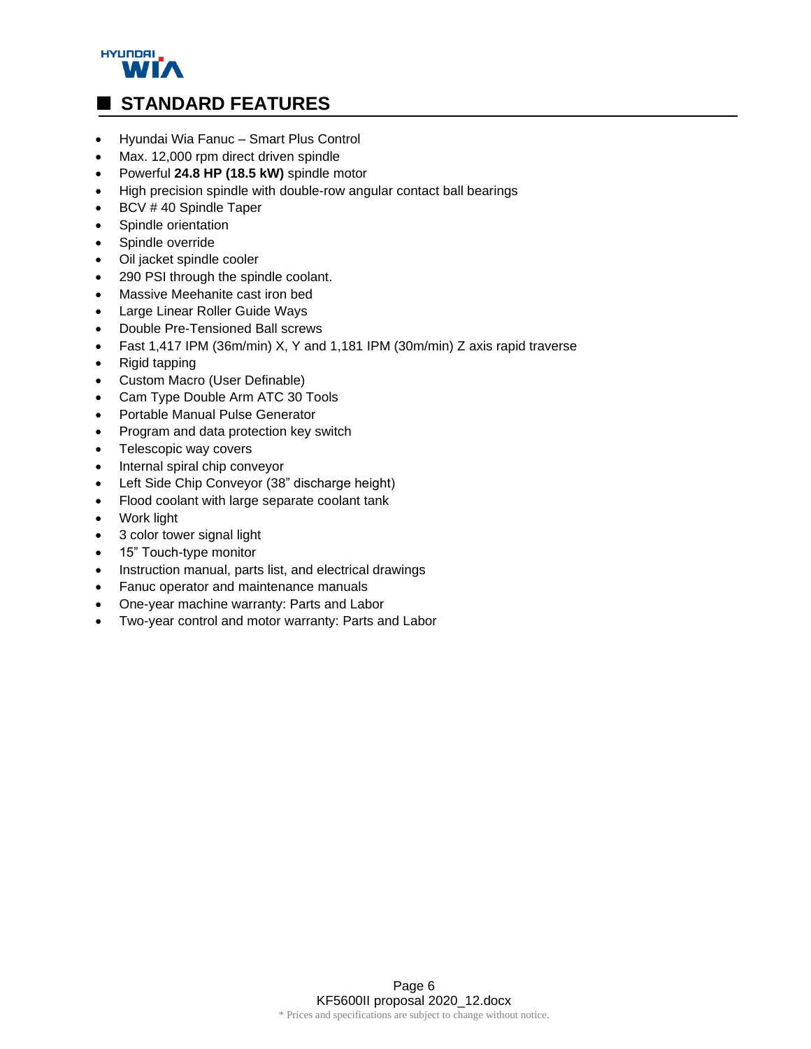## STANDARD FEATURES

- Hyundai Wia Fanuc – Smart Plus Control
- Max. 12,000 rpm direct driven spindle
- Powerful **24.8 HP (18.5 kW)** spindle motor
- High precision spindle with double-row angular contact ball bearings
- BCV # 40 Spindle Taper
- Spindle orientation
- Spindle override
- Oil jacket spindle cooler
- 290 PSI through the spindle coolant.
- Massive Meehanite cast iron bed
- Large Linear Roller Guide Ways
- Double Pre-Tensioned Ball screws
- Fast 1,417 IPM (36m/min) X, Y and 1,181 IPM (30m/min) Z axis rapid traverse
- Rigid tapping
- Custom Macro (User Definable)
- Cam Type Double Arm ATC 30 Tools
- Portable Manual Pulse Generator
- Program and data protection key switch
- Telescopic way covers
- Internal spiral chip conveyor
- Left Side Chip Conveyor (38" discharge height)
- Flood coolant with large separate coolant tank
- Work light
- 3 color tower signal light
- 15" Touch-type monitor
- Instruction manual, parts list, and electrical drawings
- Fanuc operator and maintenance manuals
- One-year machine warranty: Parts and Labor
- Two-year control and motor warranty: Parts and Labor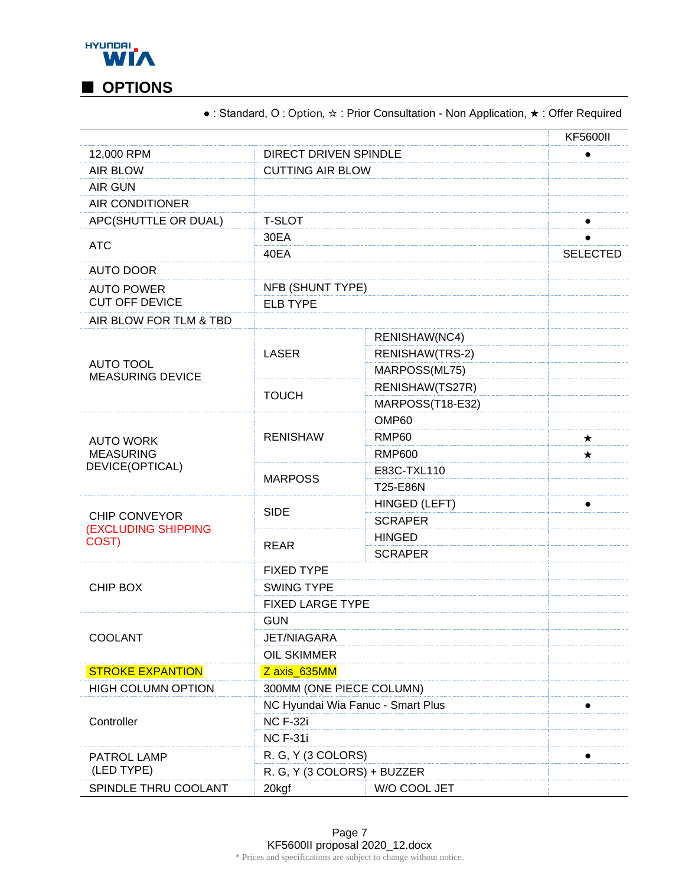HYUNDAI WIA

## ■ OPTIONS

● : Standard, O : Option, ☆ : Prior Consultation - Non Application, ★ : Offer Required

| | | | KF5600II |
|---|---|---|---|
| 12,000 RPM | DIRECT DRIVEN SPINDLE | | ● |
| AIR BLOW | CUTTING AIR BLOW | | |
| AIR GUN | | | |
| AIR CONDITIONER | | | |
| APC(SHUTTLE OR DUAL) | T-SLOT | | ● |
| ATC | 30EA | | ● |
| | 40EA | | SELECTED |
| AUTO DOOR | | | |
| AUTO POWER CUT OFF DEVICE | NFB (SHUNT TYPE) | | |
| | ELB TYPE | | |
| AIR BLOW FOR TLM & TBD | | | |
| AUTO TOOL MEASURING DEVICE | LASER | RENISHAW(NC4) | |
| | | RENISHAW(TRS-2) | |
| | | MARPOSS(ML75) | |
| | TOUCH | RENISHAW(TS27R) | |
| | | MARPOSS(T18-E32) | |
| AUTO WORK MEASURING DEVICE(OPTICAL) | RENISHAW | OMP60 | |
| | | RMP60 | ★ |
| | | RMP600 | ★ |
| | MARPOSS | E83C-TXL110 | |
| | | T25-E86N | |
| CHIP CONVEYOR (EXCLUDING SHIPPING COST) | SIDE | HINGED (LEFT) | ● |
| | | SCRAPER | |
| | REAR | HINGED | |
| | | SCRAPER | |
| CHIP BOX | FIXED TYPE | | |
| | SWING TYPE | | |
| | FIXED LARGE TYPE | | |
| COOLANT | GUN | | |
| | JET/NIAGARA | | |
| | OIL SKIMMER | | |
| STROKE EXPANTION | Z axis_635MM | | |
| HIGH COLUMN OPTION | 300MM (ONE PIECE COLUMN) | | |
| Controller | NC Hyundai Wia Fanuc - Smart Plus | | ● |
| | NC F-32i | | |
| | NC F-31i | | |
| PATROL LAMP (LED TYPE) | R. G, Y (3 COLORS) | | ● |
| | R. G, Y (3 COLORS) + BUZZER | | |
| SPINDLE THRU COOLANT | 20kgf | W/O COOL JET | |

KF5600II proposal 2020_12.docx

* Prices and specifications are subject to change without notice.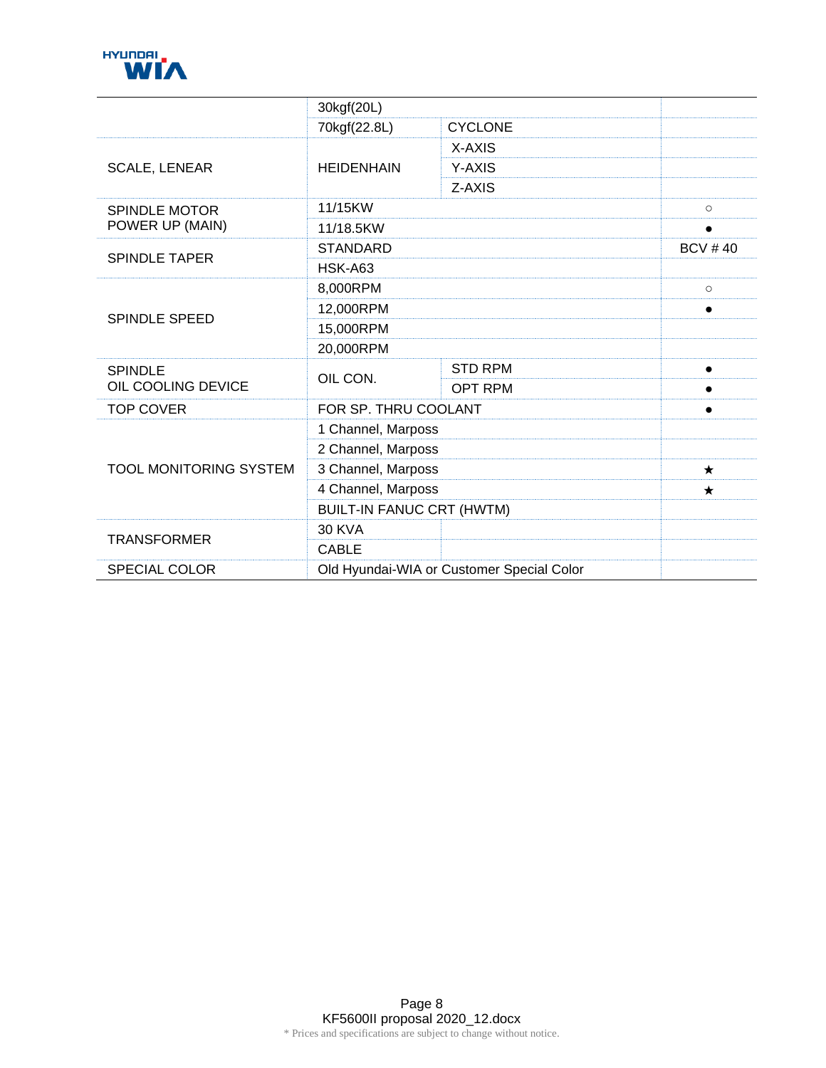| | | | |
|---|---|---|---|
| | 30kgf(20L) | | |
| | 70kgf(22.8L) | CYCLONE | |
| SCALE, LENEAR | HEIDENHAIN | X-AXIS | |
| | | Y-AXIS | |
| | | Z-AXIS | |
| SPINDLE MOTOR POWER UP (MAIN) | 11/15KW | | ○ |
| | 11/18.5KW | | ● |
| SPINDLE TAPER | STANDARD | | BCV # 40 |
| | HSK-A63 | | |
| SPINDLE SPEED | 8,000RPM | | ○ |
| | 12,000RPM | | ● |
| | 15,000RPM | | |
| | 20,000RPM | | |
| SPINDLE OIL COOLING DEVICE | OIL CON. | STD RPM | ● |
| | | OPT RPM | ● |
| TOP COVER | FOR SP. THRU COOLANT | | ● |
| TOOL MONITORING SYSTEM | 1 Channel, Marposs | | |
| | 2 Channel, Marposs | | |
| | 3 Channel, Marposs | | ★ |
| | 4 Channel, Marposs | | ★ |
| | BUILT-IN FANUC CRT (HWTM) | | |
| TRANSFORMER | 30 KVA | | |
| | CABLE | | |
| SPECIAL COLOR | Old Hyundai-WIA or Customer Special Color | | |

* Prices and specifications are subject to change without notice.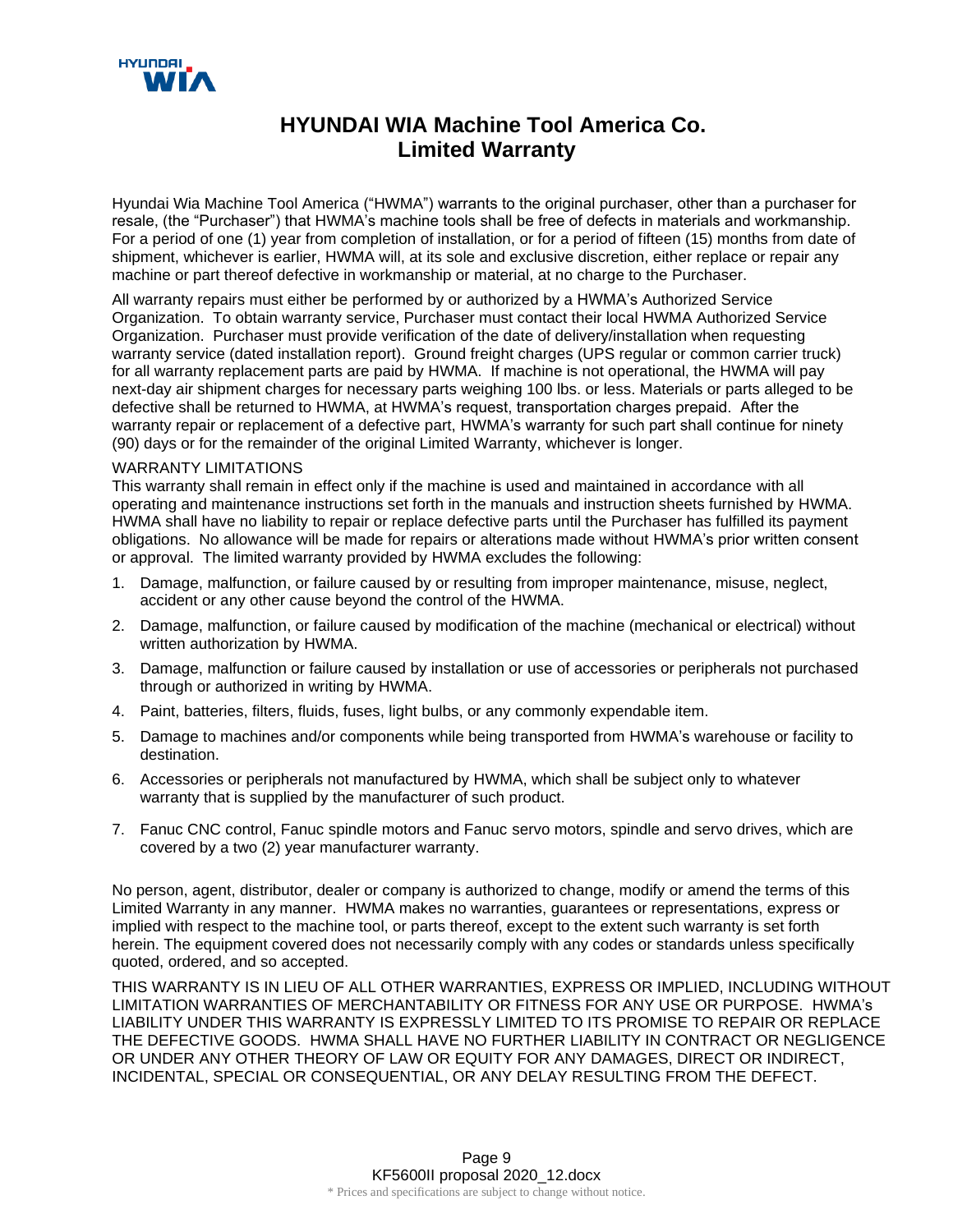# HYUNDAI WIA Machine Tool America Co.
# Limited Warranty

Hyundai Wia Machine Tool America ("HWMA") warrants to the original purchaser, other than a purchaser for resale, (the "Purchaser") that HWMA's machine tools shall be free of defects in materials and workmanship. For a period of one (1) year from completion of installation, or for a period of fifteen (15) months from date of shipment, whichever is earlier, HWMA will, at its sole and exclusive discretion, either replace or repair any machine or part thereof defective in workmanship or material, at no charge to the Purchaser.

All warranty repairs must either be performed by or authorized by a HWMA's Authorized Service Organization. To obtain warranty service, Purchaser must contact their local HWMA Authorized Service Organization. Purchaser must provide verification of the date of delivery/installation when requesting warranty service (dated installation report). Ground freight charges (UPS regular or common carrier truck) for all warranty replacement parts are paid by HWMA. If machine is not operational, the HWMA will pay next-day air shipment charges for necessary parts weighing 100 lbs. or less. Materials or parts alleged to be defective shall be returned to HWMA, at HWMA's request, transportation charges prepaid. After the warranty repair or replacement of a defective part, HWMA's warranty for such part shall continue for ninety (90) days or for the remainder of the original Limited Warranty, whichever is longer.

WARRANTY LIMITATIONS

This warranty shall remain in effect only if the machine is used and maintained in accordance with all operating and maintenance instructions set forth in the manuals and instruction sheets furnished by HWMA. HWMA shall have no liability to repair or replace defective parts until the Purchaser has fulfilled its payment obligations. No allowance will be made for repairs or alterations made without HWMA's prior written consent or approval. The limited warranty provided by HWMA excludes the following:

1. Damage, malfunction, or failure caused by or resulting from improper maintenance, misuse, neglect, accident or any other cause beyond the control of the HWMA.
2. Damage, malfunction, or failure caused by modification of the machine (mechanical or electrical) without written authorization by HWMA.
3. Damage, malfunction or failure caused by installation or use of accessories or peripherals not purchased through or authorized in writing by HWMA.
4. Paint, batteries, filters, fluids, fuses, light bulbs, or any commonly expendable item.
5. Damage to machines and/or components while being transported from HWMA's warehouse or facility to destination.
6. Accessories or peripherals not manufactured by HWMA, which shall be subject only to whatever warranty that is supplied by the manufacturer of such product.
7. Fanuc CNC control, Fanuc spindle motors and Fanuc servo motors, spindle and servo drives, which are covered by a two (2) year manufacturer warranty.

No person, agent, distributor, dealer or company is authorized to change, modify or amend the terms of this Limited Warranty in any manner. HWMA makes no warranties, guarantees or representations, express or implied with respect to the machine tool, or parts thereof, except to the extent such warranty is set forth herein. The equipment covered does not necessarily comply with any codes or standards unless specifically quoted, ordered, and so accepted.

THIS WARRANTY IS IN LIEU OF ALL OTHER WARRANTIES, EXPRESS OR IMPLIED, INCLUDING WITHOUT LIMITATION WARRANTIES OF MERCHANTABILITY OR FITNESS FOR ANY USE OR PURPOSE. HWMA's LIABILITY UNDER THIS WARRANTY IS EXPRESSLY LIMITED TO ITS PROMISE TO REPAIR OR REPLACE THE DEFECTIVE GOODS. HWMA SHALL HAVE NO FURTHER LIABILITY IN CONTRACT OR NEGLIGENCE OR UNDER ANY OTHER THEORY OF LAW OR EQUITY FOR ANY DAMAGES, DIRECT OR INDIRECT, INCIDENTAL, SPECIAL OR CONSEQUENTIAL, OR ANY DELAY RESULTING FROM THE DEFECT.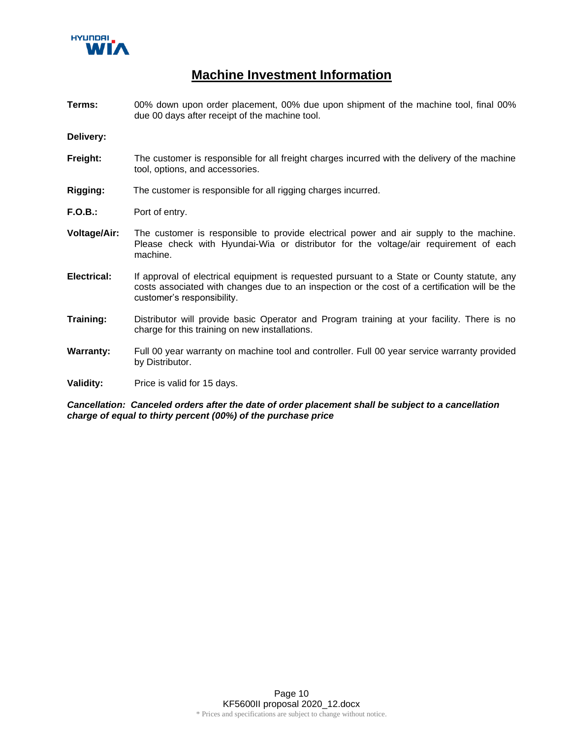# Machine Investment Information

**Terms:** 00% down upon order placement, 00% due upon shipment of the machine tool, final 00% due 00 days after receipt of the machine tool.

**Delivery:**

**Freight:** The customer is responsible for all freight charges incurred with the delivery of the machine tool, options, and accessories.

**Rigging:** The customer is responsible for all rigging charges incurred.

**F.O.B.:** Port of entry.

**Voltage/Air:** The customer is responsible to provide electrical power and air supply to the machine. Please check with Hyundai-Wia or distributor for the voltage/air requirement of each machine.

**Electrical:** If approval of electrical equipment is requested pursuant to a State or County statute, any costs associated with changes due to an inspection or the cost of a certification will be the customer's responsibility.

**Training:** Distributor will provide basic Operator and Program training at your facility. There is no charge for this training on new installations.

**Warranty:** Full 00 year warranty on machine tool and controller. Full 00 year service warranty provided by Distributor.

**Validity:** Price is valid for 15 days.

***Cancellation: Canceled orders after the date of order placement shall be subject to a cancellation charge of equal to thirty percent (00%) of the purchase price***

KF5600II proposal 2020_12.docx

* Prices and specifications are subject to change without notice.